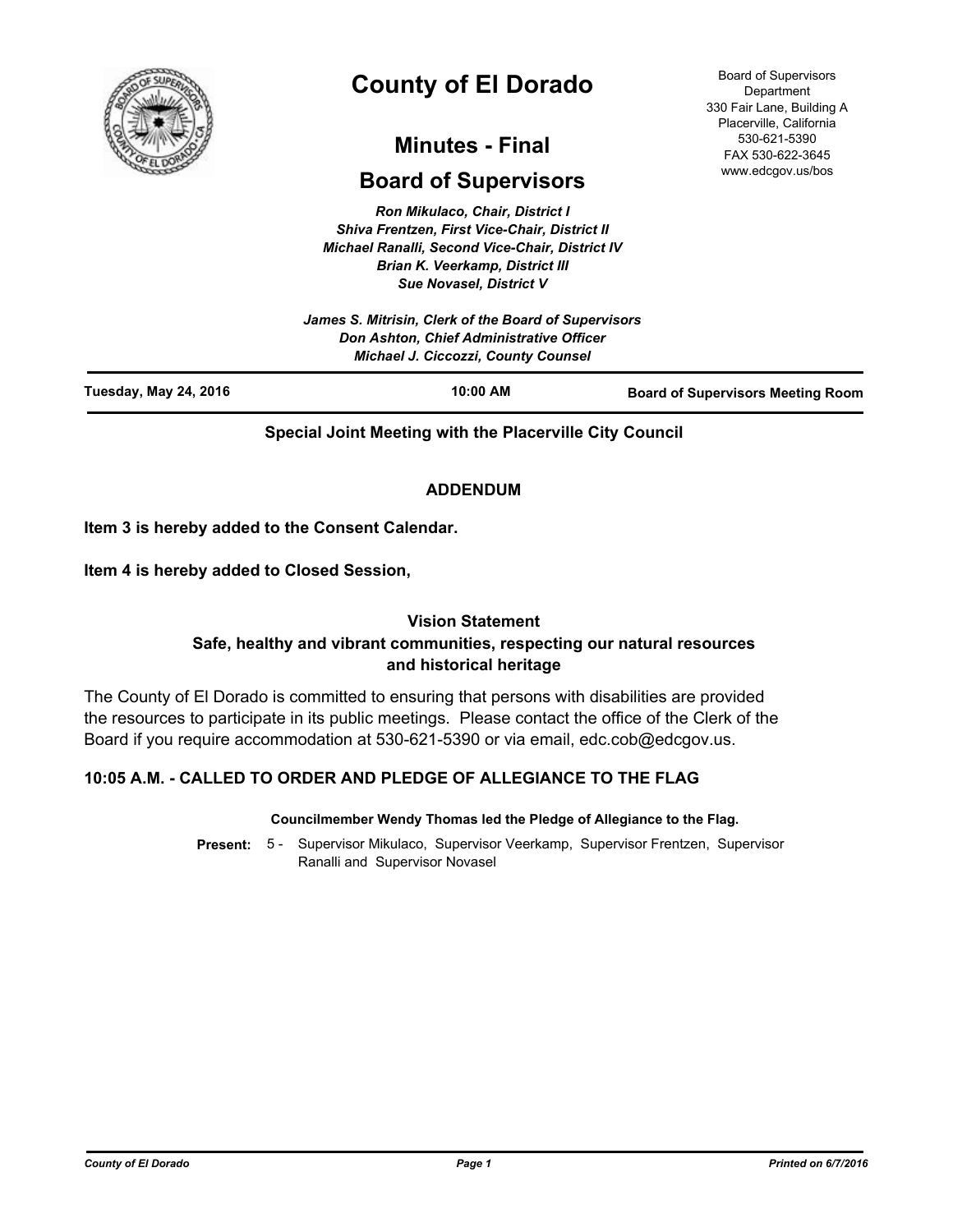# County of El Dorado

## Minutes - Final

## Board of Supervisors

Board of Supervisors Department
330 Fair Lane, Building A
Placerville, California
530-621-5390
FAX 530-622-3645
www.edcgov.us/bos

*Ron Mikulaco, Chair, District I*
*Shiva Frentzen, First Vice-Chair, District II*
*Michael Ranalli, Second Vice-Chair, District IV*
*Brian K. Veerkamp, District III*
*Sue Novasel, District V*

*James S. Mitrisin, Clerk of the Board of Supervisors*
*Don Ashton, Chief Administrative Officer*
*Michael J. Ciccozzi, County Counsel*

**Tuesday, May 24, 2016** | **10:00 AM** | **Board of Supervisors Meeting Room**

**Special Joint Meeting with the Placerville City Council**

**ADDENDUM**

**Item 3 is hereby added to the Consent Calendar.**

**Item 4 is hereby added to Closed Session,**

**Vision Statement**
**Safe, healthy and vibrant communities, respecting our natural resources and historical heritage**

The County of El Dorado is committed to ensuring that persons with disabilities are provided the resources to participate in its public meetings. Please contact the office of the Clerk of the Board if you require accommodation at 530-621-5390 or via email, edc.cob@edcgov.us.

### 10:05 A.M. - CALLED TO ORDER AND PLEDGE OF ALLEGIANCE TO THE FLAG

**Councilmember Wendy Thomas led the Pledge of Allegiance to the Flag.**

**Present:** 5 - Supervisor Mikulaco, Supervisor Veerkamp, Supervisor Frentzen, Supervisor Ranalli and Supervisor Novasel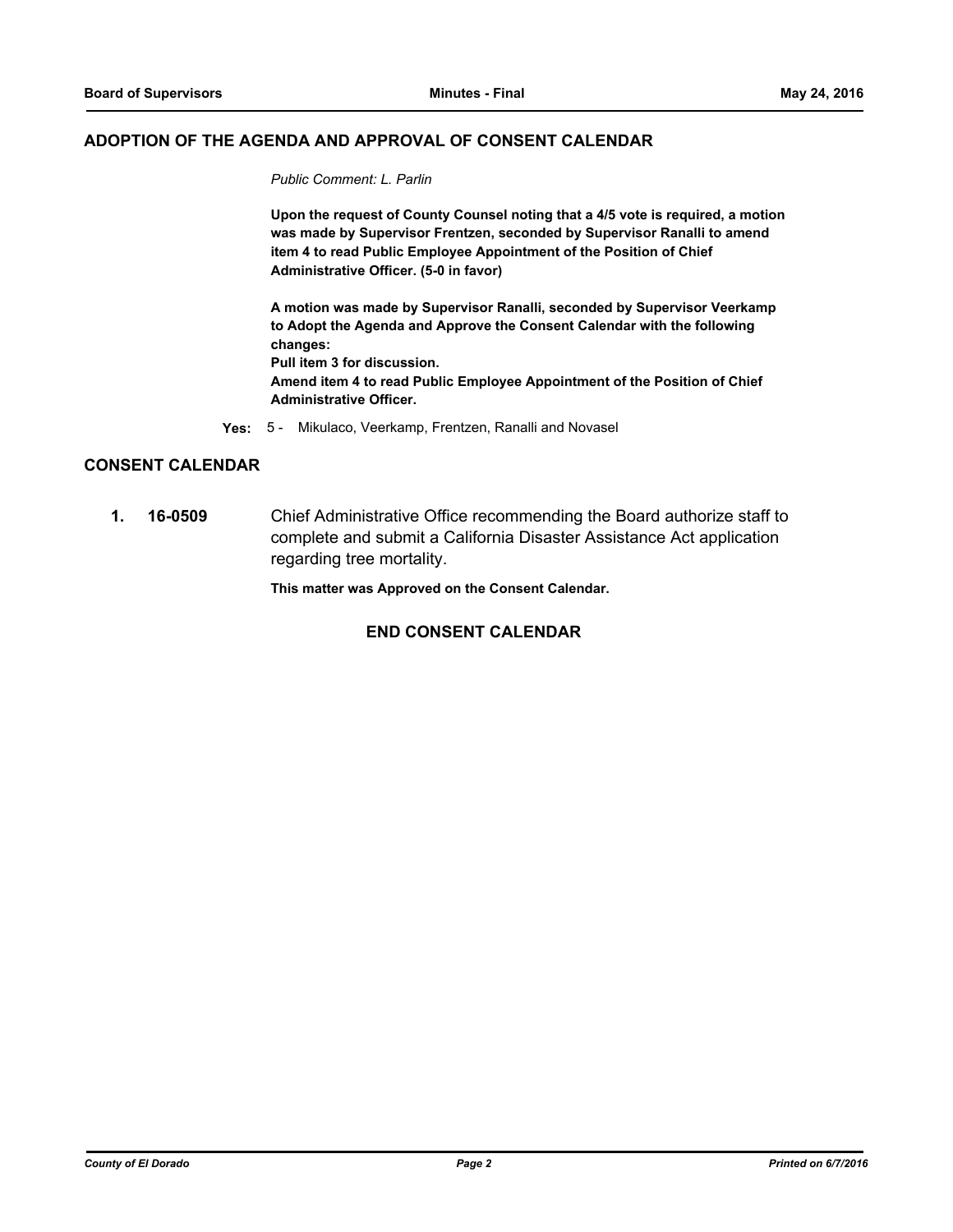## ADOPTION OF THE AGENDA AND APPROVAL OF CONSENT CALENDAR

*Public Comment: L. Parlin*

**Upon the request of County Counsel noting that a 4/5 vote is required, a motion was made by Supervisor Frentzen, seconded by Supervisor Ranalli to amend item 4 to read Public Employee Appointment of the Position of Chief Administrative Officer. (5-0 in favor)**

**A motion was made by Supervisor Ranalli, seconded by Supervisor Veerkamp to Adopt the Agenda and Approve the Consent Calendar with the following changes:**
**Pull item 3 for discussion.**
**Amend item 4 to read Public Employee Appointment of the Position of Chief Administrative Officer.**

**Yes:** 5 - Mikulaco, Veerkamp, Frentzen, Ranalli and Novasel

## CONSENT CALENDAR

**1. 16-0509** Chief Administrative Office recommending the Board authorize staff to complete and submit a California Disaster Assistance Act application regarding tree mortality.

**This matter was Approved on the Consent Calendar.**

### END CONSENT CALENDAR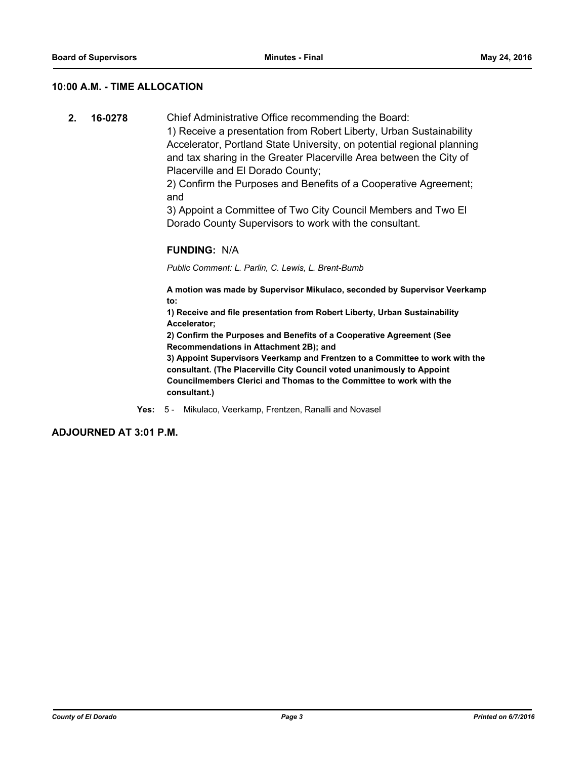## 10:00 A.M. - TIME ALLOCATION

**2. 16-0278**

Chief Administrative Office recommending the Board:
1) Receive a presentation from Robert Liberty, Urban Sustainability Accelerator, Portland State University, on potential regional planning and tax sharing in the Greater Placerville Area between the City of Placerville and El Dorado County;
2) Confirm the Purposes and Benefits of a Cooperative Agreement; and
3) Appoint a Committee of Two City Council Members and Two El Dorado County Supervisors to work with the consultant.

**FUNDING:** N/A

*Public Comment: L. Parlin, C. Lewis, L. Brent-Bumb*

**A motion was made by Supervisor Mikulaco, seconded by Supervisor Veerkamp to:**
**1) Receive and file presentation from Robert Liberty, Urban Sustainability Accelerator;**
**2) Confirm the Purposes and Benefits of a Cooperative Agreement (See Recommendations in Attachment 2B); and**
**3) Appoint Supervisors Veerkamp and Frentzen to a Committee to work with the consultant. (The Placerville City Council voted unanimously to Appoint Councilmembers Clerici and Thomas to the Committee to work with the consultant.)**

**Yes:** 5 - Mikulaco, Veerkamp, Frentzen, Ranalli and Novasel

## ADJOURNED AT 3:01 P.M.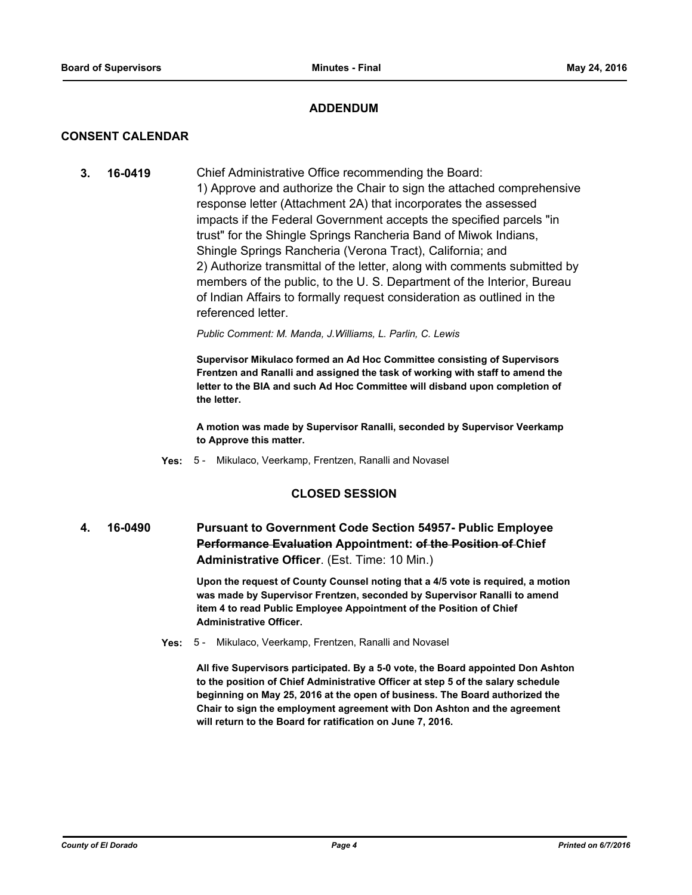## ADDENDUM

## CONSENT CALENDAR

**3. 16-0419** Chief Administrative Office recommending the Board:
1) Approve and authorize the Chair to sign the attached comprehensive response letter (Attachment 2A) that incorporates the assessed impacts if the Federal Government accepts the specified parcels "in trust" for the Shingle Springs Rancheria Band of Miwok Indians, Shingle Springs Rancheria (Verona Tract), California; and
2) Authorize transmittal of the letter, along with comments submitted by members of the public, to the U. S. Department of the Interior, Bureau of Indian Affairs to formally request consideration as outlined in the referenced letter.

*Public Comment: M. Manda, J.Williams, L. Parlin, C. Lewis*

**Supervisor Mikulaco formed an Ad Hoc Committee consisting of Supervisors Frentzen and Ranalli and assigned the task of working with staff to amend the letter to the BIA and such Ad Hoc Committee will disband upon completion of the letter.**

**A motion was made by Supervisor Ranalli, seconded by Supervisor Veerkamp to Approve this matter.**

**Yes:** 5 - Mikulaco, Veerkamp, Frentzen, Ranalli and Novasel

## CLOSED SESSION

**4. 16-0490 Pursuant to Government Code Section 54957- Public Employee ~~Performance Evaluation~~ Appointment: ~~of the Position of~~ Chief Administrative Officer**. (Est. Time: 10 Min.)

**Upon the request of County Counsel noting that a 4/5 vote is required, a motion was made by Supervisor Frentzen, seconded by Supervisor Ranalli to amend item 4 to read Public Employee Appointment of the Position of Chief Administrative Officer.**

**Yes:** 5 - Mikulaco, Veerkamp, Frentzen, Ranalli and Novasel

**All five Supervisors participated. By a 5-0 vote, the Board appointed Don Ashton to the position of Chief Administrative Officer at step 5 of the salary schedule beginning on May 25, 2016 at the open of business. The Board authorized the Chair to sign the employment agreement with Don Ashton and the agreement will return to the Board for ratification on June 7, 2016.**